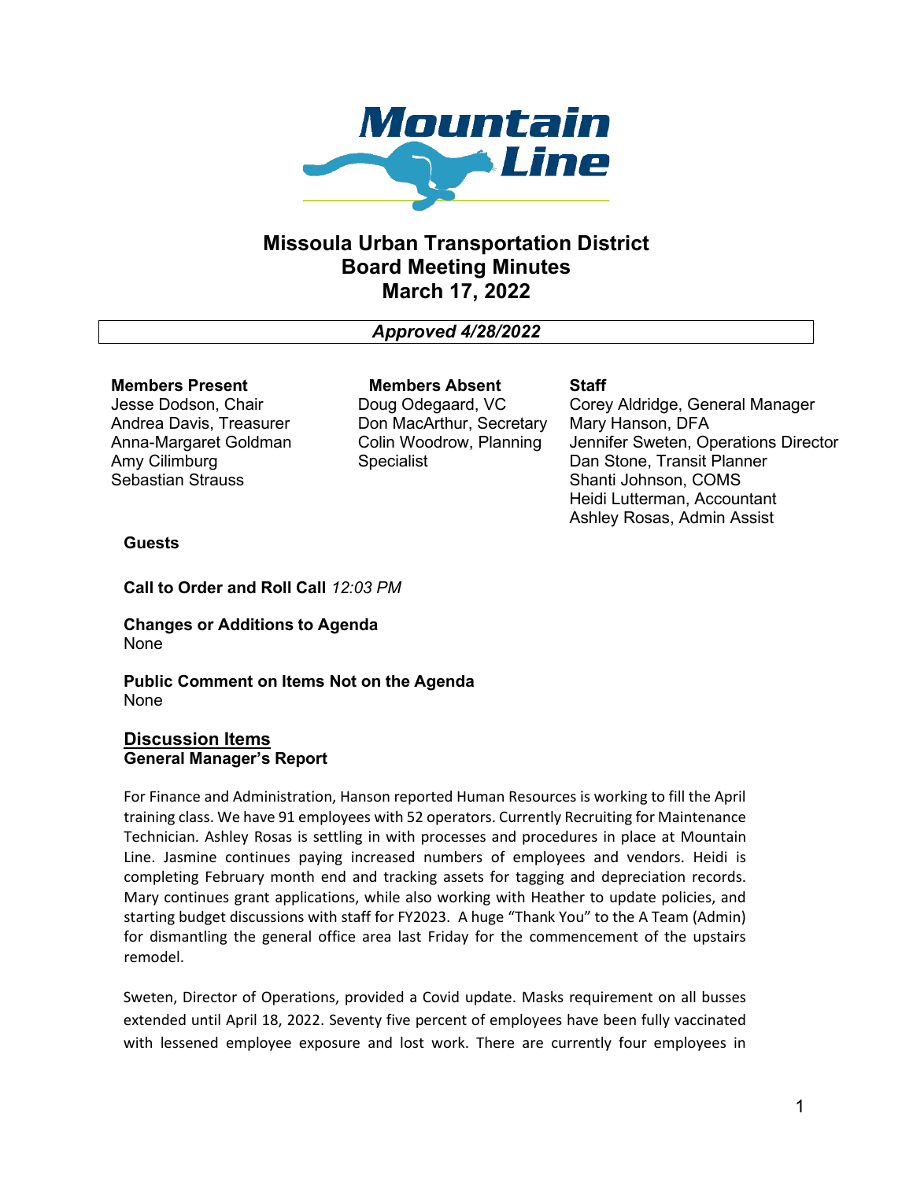# Missoula Urban Transportation District
# Board Meeting Minutes
# March 17, 2022

***Approved 4/28/2022***

**Members Present**
Jesse Dodson, Chair
Andrea Davis, Treasurer
Anna-Margaret Goldman
Amy Cilimburg
Sebastian Strauss

**Members Absent**
Doug Odegaard, VC
Don MacArthur, Secretary
Colin Woodrow, Planning Specialist

**Staff**
Corey Aldridge, General Manager
Mary Hanson, DFA
Jennifer Sweten, Operations Director
Dan Stone, Transit Planner
Shanti Johnson, COMS
Heidi Lutterman, Accountant
Ashley Rosas, Admin Assist

**Guests**

**Call to Order and Roll Call** *12:03 PM*

**Changes or Additions to Agenda**
None

**Public Comment on Items Not on the Agenda**
None

## Discussion Items

**General Manager's Report**

For Finance and Administration, Hanson reported Human Resources is working to fill the April training class. We have 91 employees with 52 operators. Currently Recruiting for Maintenance Technician. Ashley Rosas is settling in with processes and procedures in place at Mountain Line. Jasmine continues paying increased numbers of employees and vendors. Heidi is completing February month end and tracking assets for tagging and depreciation records. Mary continues grant applications, while also working with Heather to update policies, and starting budget discussions with staff for FY2023. A huge "Thank You" to the A Team (Admin) for dismantling the general office area last Friday for the commencement of the upstairs remodel.

Sweten, Director of Operations, provided a Covid update. Masks requirement on all busses extended until April 18, 2022. Seventy five percent of employees have been fully vaccinated with lessened employee exposure and lost work. There are currently four employees in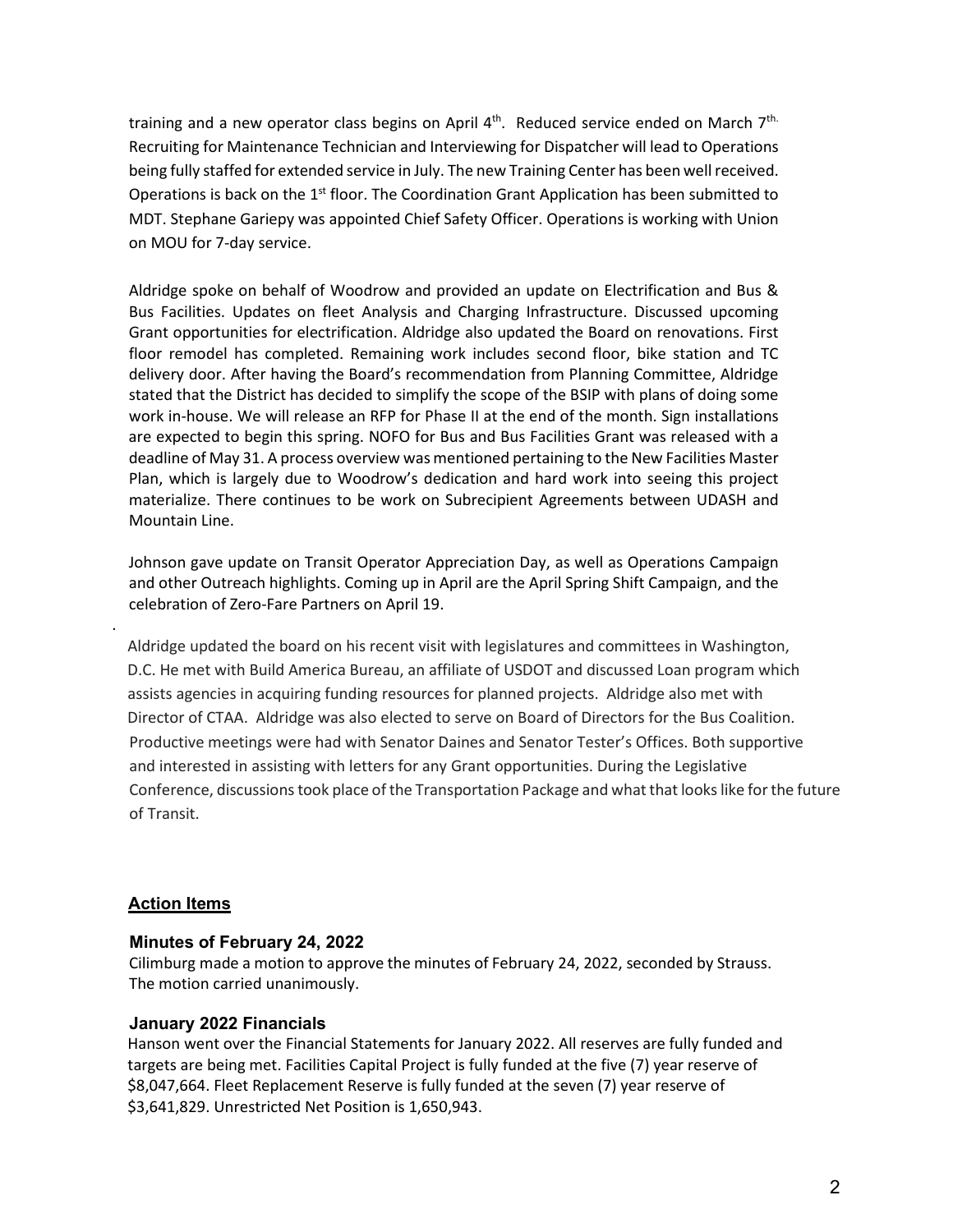training and a new operator class begins on April 4th. Reduced service ended on March 7th. Recruiting for Maintenance Technician and Interviewing for Dispatcher will lead to Operations being fully staffed for extended service in July. The new Training Center has been well received. Operations is back on the 1st floor. The Coordination Grant Application has been submitted to MDT. Stephane Gariepy was appointed Chief Safety Officer. Operations is working with Union on MOU for 7-day service.

Aldridge spoke on behalf of Woodrow and provided an update on Electrification and Bus & Bus Facilities. Updates on fleet Analysis and Charging Infrastructure. Discussed upcoming Grant opportunities for electrification. Aldridge also updated the Board on renovations. First floor remodel has completed. Remaining work includes second floor, bike station and TC delivery door. After having the Board's recommendation from Planning Committee, Aldridge stated that the District has decided to simplify the scope of the BSIP with plans of doing some work in-house. We will release an RFP for Phase II at the end of the month. Sign installations are expected to begin this spring. NOFO for Bus and Bus Facilities Grant was released with a deadline of May 31. A process overview was mentioned pertaining to the New Facilities Master Plan, which is largely due to Woodrow's dedication and hard work into seeing this project materialize. There continues to be work on Subrecipient Agreements between UDASH and Mountain Line.

Johnson gave update on Transit Operator Appreciation Day, as well as Operations Campaign and other Outreach highlights. Coming up in April are the April Spring Shift Campaign, and the celebration of Zero-Fare Partners on April 19.

Aldridge updated the board on his recent visit with legislatures and committees in Washington, D.C. He met with Build America Bureau, an affiliate of USDOT and discussed Loan program which assists agencies in acquiring funding resources for planned projects. Aldridge also met with Director of CTAA. Aldridge was also elected to serve on Board of Directors for the Bus Coalition. Productive meetings were had with Senator Daines and Senator Tester's Offices. Both supportive and interested in assisting with letters for any Grant opportunities. During the Legislative Conference, discussions took place of the Transportation Package and what that looks like for the future of Transit.

## Action Items

### Minutes of February 24, 2022

Cilimburg made a motion to approve the minutes of February 24, 2022, seconded by Strauss. The motion carried unanimously.

### January 2022 Financials

Hanson went over the Financial Statements for January 2022. All reserves are fully funded and targets are being met. Facilities Capital Project is fully funded at the five (7) year reserve of $8,047,664. Fleet Replacement Reserve is fully funded at the seven (7) year reserve of $3,641,829. Unrestricted Net Position is 1,650,943.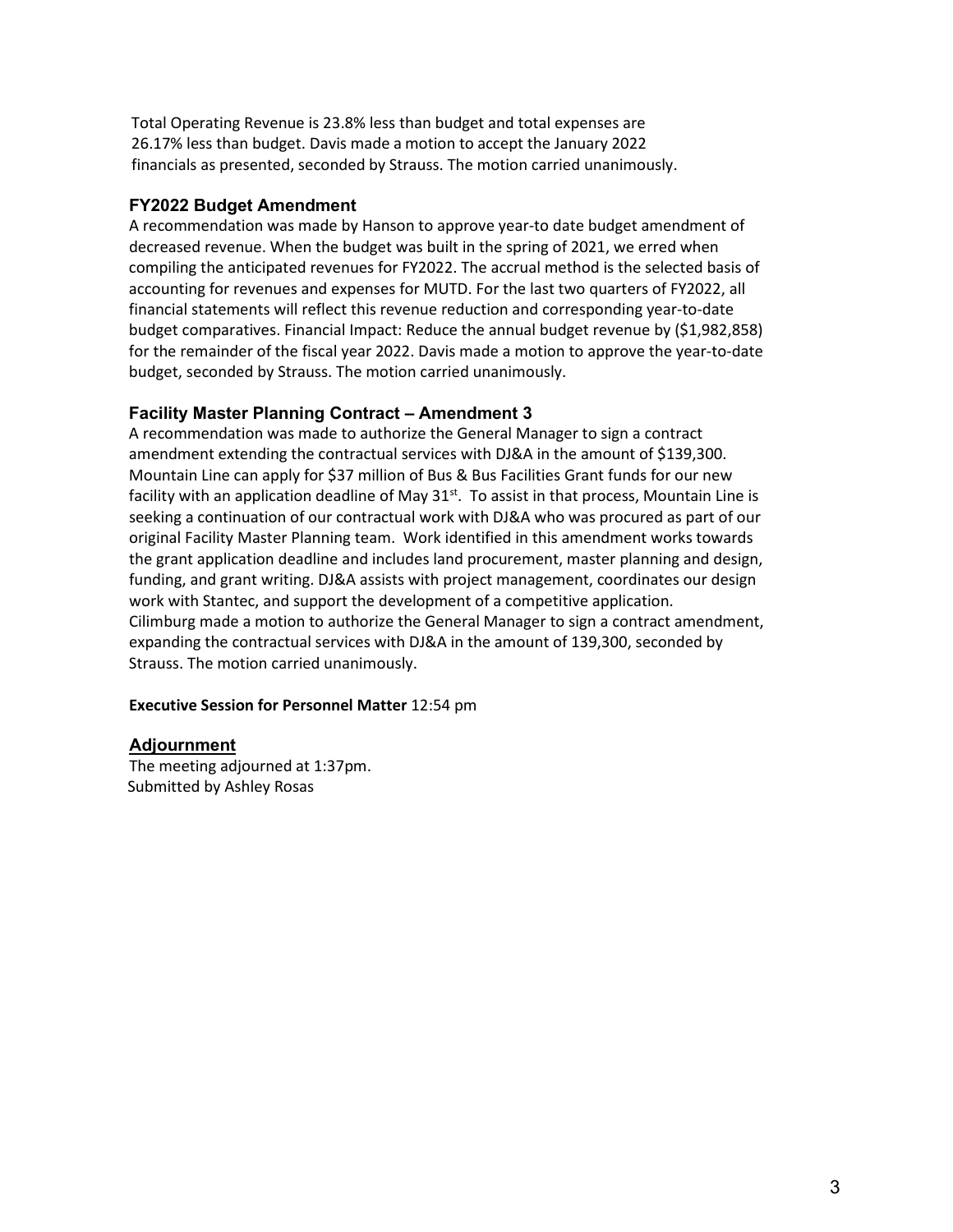Total Operating Revenue is 23.8% less than budget and total expenses are 26.17% less than budget. Davis made a motion to accept the January 2022 financials as presented, seconded by Strauss. The motion carried unanimously.

### FY2022 Budget Amendment

A recommendation was made by Hanson to approve year-to date budget amendment of decreased revenue. When the budget was built in the spring of 2021, we erred when compiling the anticipated revenues for FY2022. The accrual method is the selected basis of accounting for revenues and expenses for MUTD. For the last two quarters of FY2022, all financial statements will reflect this revenue reduction and corresponding year-to-date budget comparatives. Financial Impact: Reduce the annual budget revenue by ($1,982,858) for the remainder of the fiscal year 2022. Davis made a motion to approve the year-to-date budget, seconded by Strauss. The motion carried unanimously.

### Facility Master Planning Contract – Amendment 3

A recommendation was made to authorize the General Manager to sign a contract amendment extending the contractual services with DJ&A in the amount of $139,300. Mountain Line can apply for $37 million of Bus & Bus Facilities Grant funds for our new facility with an application deadline of May 31st. To assist in that process, Mountain Line is seeking a continuation of our contractual work with DJ&A who was procured as part of our original Facility Master Planning team. Work identified in this amendment works towards the grant application deadline and includes land procurement, master planning and design, funding, and grant writing. DJ&A assists with project management, coordinates our design work with Stantec, and support the development of a competitive application.
Cilimburg made a motion to authorize the General Manager to sign a contract amendment, expanding the contractual services with DJ&A in the amount of 139,300, seconded by Strauss. The motion carried unanimously.

**Executive Session for Personnel Matter** 12:54 pm

### Adjournment

The meeting adjourned at 1:37pm.
Submitted by Ashley Rosas